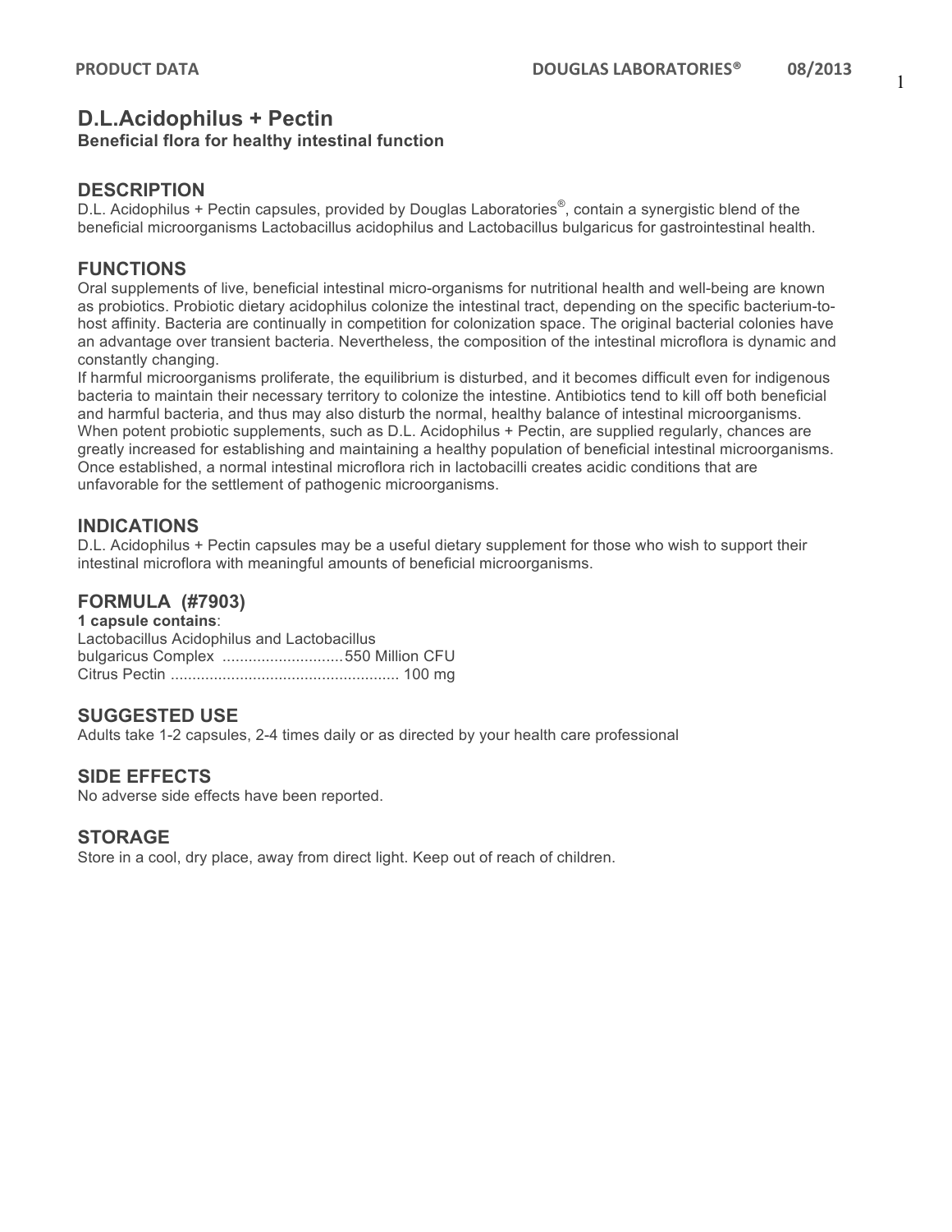# D.L.Acidophilus + Pectin

**Beneficial flora for healthy intestinal function**

## DESCRIPTION

D.L. Acidophilus + Pectin capsules, provided by Douglas Laboratories®, contain a synergistic blend of the beneficial microorganisms Lactobacillus acidophilus and Lactobacillus bulgaricus for gastrointestinal health.

## FUNCTIONS

Oral supplements of live, beneficial intestinal micro-organisms for nutritional health and well-being are known as probiotics. Probiotic dietary acidophilus colonize the intestinal tract, depending on the specific bacterium-to-host affinity. Bacteria are continually in competition for colonization space. The original bacterial colonies have an advantage over transient bacteria. Nevertheless, the composition of the intestinal microflora is dynamic and constantly changing.

If harmful microorganisms proliferate, the equilibrium is disturbed, and it becomes difficult even for indigenous bacteria to maintain their necessary territory to colonize the intestine. Antibiotics tend to kill off both beneficial and harmful bacteria, and thus may also disturb the normal, healthy balance of intestinal microorganisms. When potent probiotic supplements, such as D.L. Acidophilus + Pectin, are supplied regularly, chances are greatly increased for establishing and maintaining a healthy population of beneficial intestinal microorganisms. Once established, a normal intestinal microflora rich in lactobacilli creates acidic conditions that are unfavorable for the settlement of pathogenic microorganisms.

## INDICATIONS

D.L. Acidophilus + Pectin capsules may be a useful dietary supplement for those who wish to support their intestinal microflora with meaningful amounts of beneficial microorganisms.

## FORMULA (#7903)

**1 capsule contains**:

Lactobacillus Acidophilus and Lactobacillus bulgaricus Complex ............................ 550 Million CFU

Citrus Pectin ..................................................... 100 mg

## SUGGESTED USE

Adults take 1-2 capsules, 2-4 times daily or as directed by your health care professional

## SIDE EFFECTS

No adverse side effects have been reported.

## STORAGE

Store in a cool, dry place, away from direct light. Keep out of reach of children.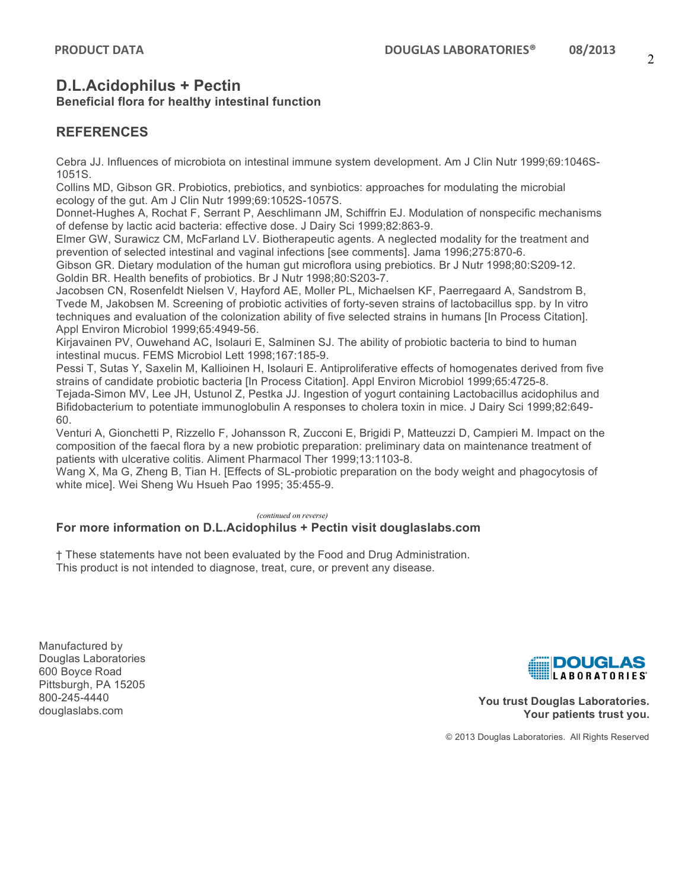# D.L.Acidophilus + Pectin

**Beneficial flora for healthy intestinal function**

## REFERENCES

Cebra JJ. Influences of microbiota on intestinal immune system development. Am J Clin Nutr 1999;69:1046S-1051S.

Collins MD, Gibson GR. Probiotics, prebiotics, and synbiotics: approaches for modulating the microbial ecology of the gut. Am J Clin Nutr 1999;69:1052S-1057S.

Donnet-Hughes A, Rochat F, Serrant P, Aeschlimann JM, Schiffrin EJ. Modulation of nonspecific mechanisms of defense by lactic acid bacteria: effective dose. J Dairy Sci 1999;82:863-9.

Elmer GW, Surawicz CM, McFarland LV. Biotherapeutic agents. A neglected modality for the treatment and prevention of selected intestinal and vaginal infections [see comments]. Jama 1996;275:870-6.

Gibson GR. Dietary modulation of the human gut microflora using prebiotics. Br J Nutr 1998;80:S209-12.

Goldin BR. Health benefits of probiotics. Br J Nutr 1998;80:S203-7.

Jacobsen CN, Rosenfeldt Nielsen V, Hayford AE, Moller PL, Michaelsen KF, Paerregaard A, Sandstrom B, Tvede M, Jakobsen M. Screening of probiotic activities of forty-seven strains of lactobacillus spp. by In vitro techniques and evaluation of the colonization ability of five selected strains in humans [In Process Citation]. Appl Environ Microbiol 1999;65:4949-56.

Kirjavainen PV, Ouwehand AC, Isolauri E, Salminen SJ. The ability of probiotic bacteria to bind to human intestinal mucus. FEMS Microbiol Lett 1998;167:185-9.

Pessi T, Sutas Y, Saxelin M, Kallioinen H, Isolauri E. Antiproliferative effects of homogenates derived from five strains of candidate probiotic bacteria [In Process Citation]. Appl Environ Microbiol 1999;65:4725-8.

Tejada-Simon MV, Lee JH, Ustunol Z, Pestka JJ. Ingestion of yogurt containing Lactobacillus acidophilus and Bifidobacterium to potentiate immunoglobulin A responses to cholera toxin in mice. J Dairy Sci 1999;82:649-60.

Venturi A, Gionchetti P, Rizzello F, Johansson R, Zucconi E, Brigidi P, Matteuzzi D, Campieri M. Impact on the composition of the faecal flora by a new probiotic preparation: preliminary data on maintenance treatment of patients with ulcerative colitis. Aliment Pharmacol Ther 1999;13:1103-8.

Wang X, Ma G, Zheng B, Tian H. [Effects of SL-probiotic preparation on the body weight and phagocytosis of white mice]. Wei Sheng Wu Hsueh Pao 1995; 35:455-9.

*(continued on reverse)*

**For more information on D.L.Acidophilus + Pectin visit douglaslabs.com**

† These statements have not been evaluated by the Food and Drug Administration.
This product is not intended to diagnose, treat, cure, or prevent any disease.

Manufactured by
Douglas Laboratories
600 Boyce Road
Pittsburgh, PA 15205
800-245-4440
douglaslabs.com

DOUGLAS LABORATORIES®

**You trust Douglas Laboratories.**
**Your patients trust you.**

© 2013 Douglas Laboratories. All Rights Reserved